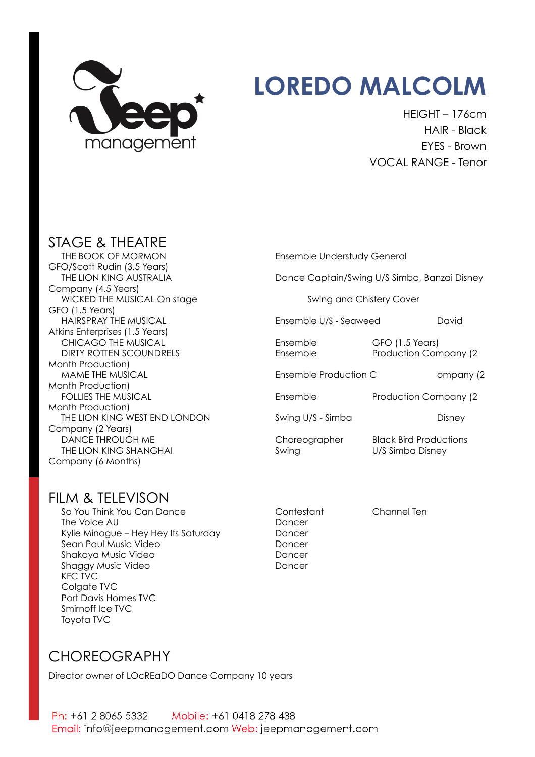# LOREDO MALCOLM

HEIGHT – 176cm
HAIR - Black
EYES - Brown
VOCAL RANGE - Tenor

## STAGE & THEATRE

| Production | Role | Company |
|---|---|---|
| THE BOOK OF MORMON | Ensemble Understudy General | GFO/Scott Rudin (3.5 Years) |
| THE LION KING AUSTRALIA | Dance Captain/Swing U/S Simba, Banzai | Disney Company (4.5 Years) |
| WICKED THE MUSICAL On stage | Swing and Chistery Cover | GFO (1.5 Years) |
| HAIRSPRAY THE MUSICAL | Ensemble U/S - Seaweed | David Atkins Enterprises (1.5 Years) |
| CHICAGO THE MUSICAL | Ensemble | GFO (1.5 Years) |
| DIRTY ROTTEN SCOUNDRELS | Ensemble | Production Company (2 Month Production) |
| MAME THE MUSICAL | Ensemble | Production Company (2 Month Production) |
| FOLLIES THE MUSICAL | Ensemble | Production Company (2 Month Production) |
| THE LION KING WEST END LONDON | Swing U/S - Simba | Disney Company (2 Years) |
| DANCE THROUGH ME | Choreographer | Black Bird Productions |
| THE LION KING SHANGHAI | Swing U/S Simba | Disney Company (6 Months) |

## FILM & TELEVISON

| Production | Role | Company |
|---|---|---|
| So You Think You Can Dance | Contestant | Channel Ten |
| The Voice AU | Dancer | |
| Kylie Minogue – Hey Hey Its Saturday | Dancer | |
| Sean Paul Music Video | Dancer | |
| Shakaya Music Video | Dancer | |
| Shaggy Music Video | Dancer | |
| KFC TVC | | |
| Colgate TVC | | |
| Port Davis Homes TVC | | |
| Smirnoff Ice TVC | | |
| Toyota TVC | | |

## CHOREOGRAPHY

Director owner of LOcREaDO Dance Company 10 years

Ph: +61 2 8065 5332 Mobile: +61 0418 278 438
Email: info@jeepmanagement.com Web: jeepmanagement.com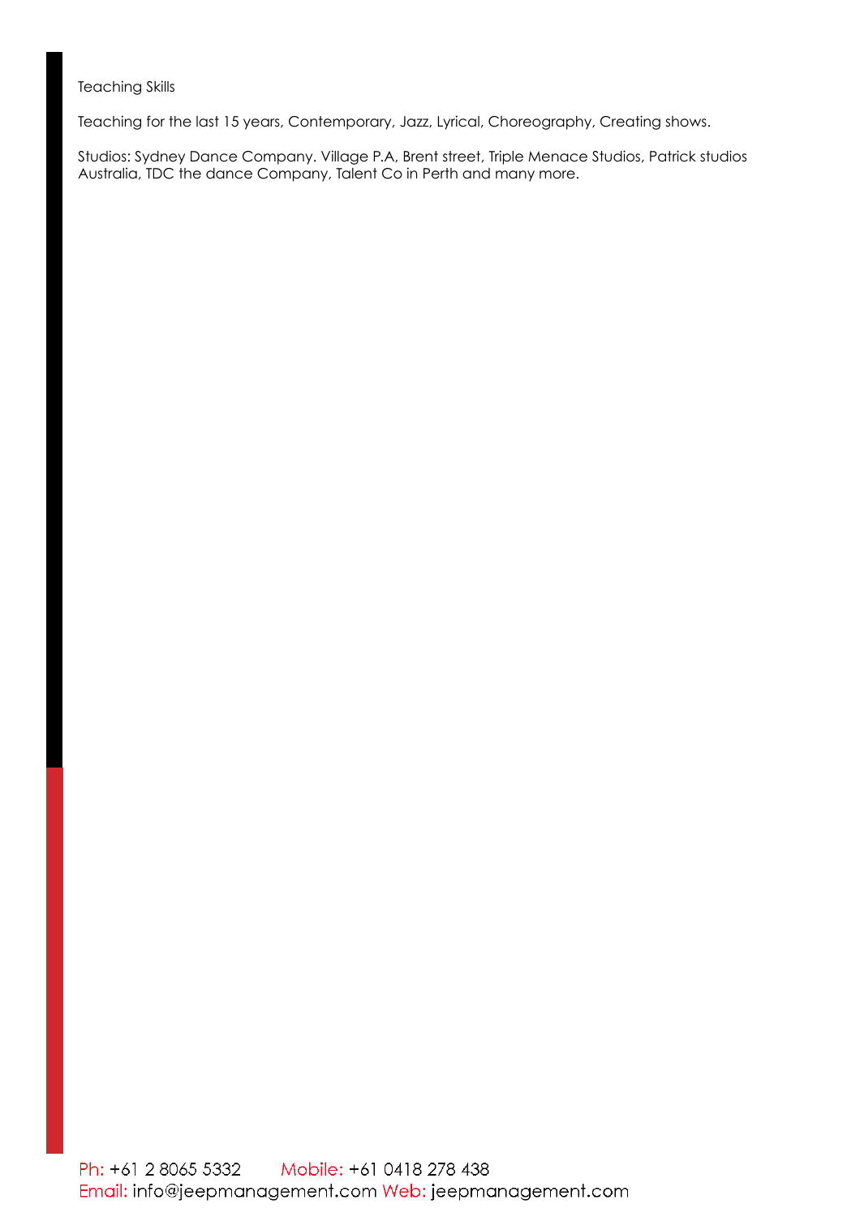Teaching Skills

Teaching for the last 15 years, Contemporary, Jazz, Lyrical, Choreography, Creating shows.

Studios: Sydney Dance Company. Village P.A, Brent street, Triple Menace Studios, Patrick studios Australia, TDC the dance Company, Talent Co in Perth and many more.